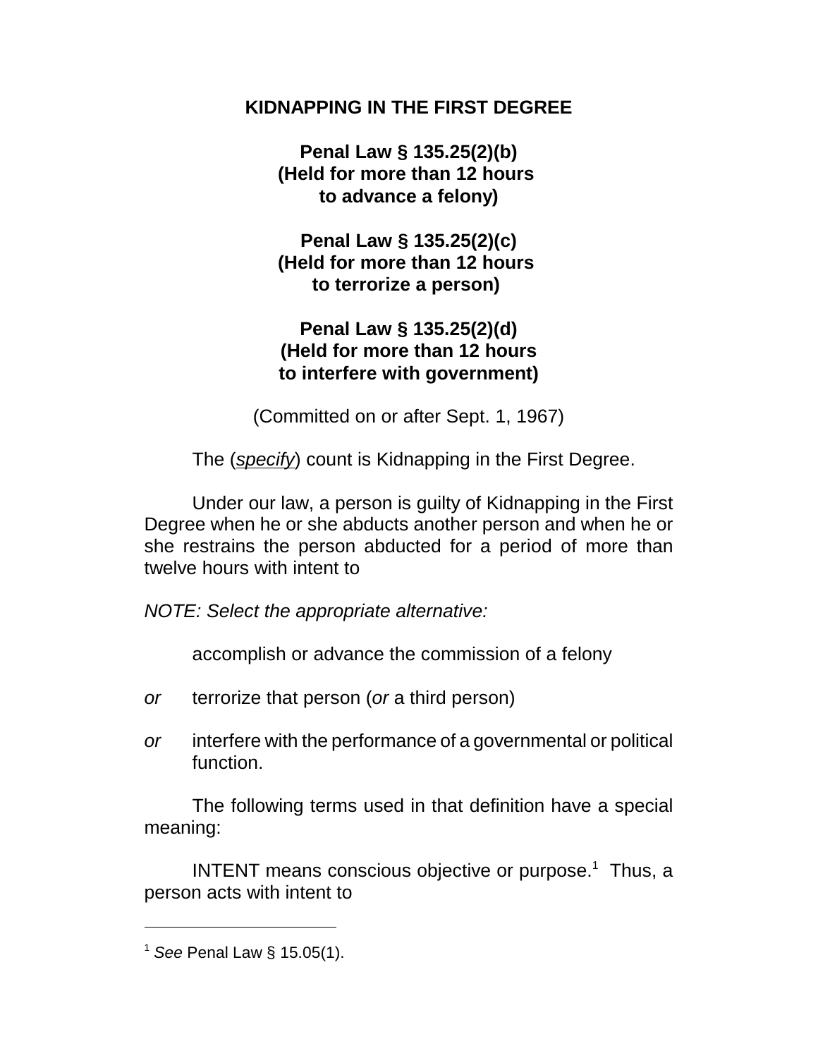# KIDNAPPING IN THE FIRST DEGREE

**Penal Law § 135.25(2)(b)**
**(Held for more than 12 hours to advance a felony)**

**Penal Law § 135.25(2)(c)**
**(Held for more than 12 hours to terrorize a person)**

**Penal Law § 135.25(2)(d)**
**(Held for more than 12 hours to interfere with government)**

(Committed on or after Sept. 1, 1967)

The (*specify*) count is Kidnapping in the First Degree.

Under our law, a person is guilty of Kidnapping in the First Degree when he or she abducts another person and when he or she restrains the person abducted for a period of more than twelve hours with intent to

*NOTE: Select the appropriate alternative:*

accomplish or advance the commission of a felony

*or* terrorize that person (*or* a third person)

*or* interfere with the performance of a governmental or political function.

The following terms used in that definition have a special meaning:

INTENT means conscious objective or purpose.[1] Thus, a person acts with intent to

---

[1] *See* Penal Law § 15.05(1).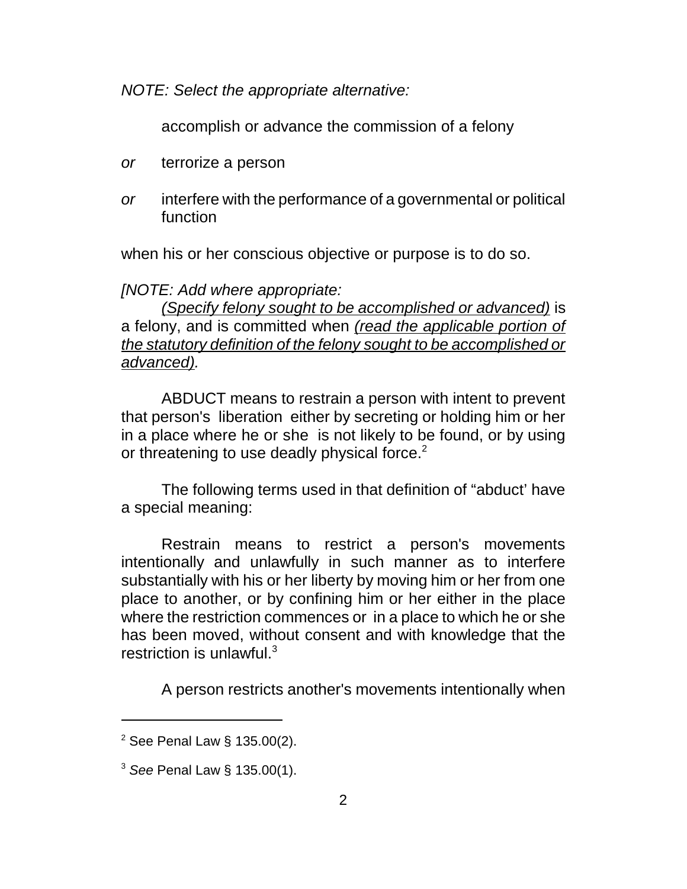*NOTE: Select the appropriate alternative:*

accomplish or advance the commission of a felony

*or* terrorize a person

*or* interfere with the performance of a governmental or political function

when his or her conscious objective or purpose is to do so.

*[NOTE: Add where appropriate:*

*(Specify felony sought to be accomplished or advanced)* is a felony, and is committed when *(read the applicable portion of the statutory definition of the felony sought to be accomplished or advanced).*

ABDUCT means to restrain a person with intent to prevent that person's liberation either by secreting or holding him or her in a place where he or she is not likely to be found, or by using or threatening to use deadly physical force.[2]

The following terms used in that definition of "abduct' have a special meaning:

Restrain means to restrict a person's movements intentionally and unlawfully in such manner as to interfere substantially with his or her liberty by moving him or her from one place to another, or by confining him or her either in the place where the restriction commences or in a place to which he or she has been moved, without consent and with knowledge that the restriction is unlawful.[3]

A person restricts another's movements intentionally when

---

[2] See Penal Law § 135.00(2).

[3] *See* Penal Law § 135.00(1).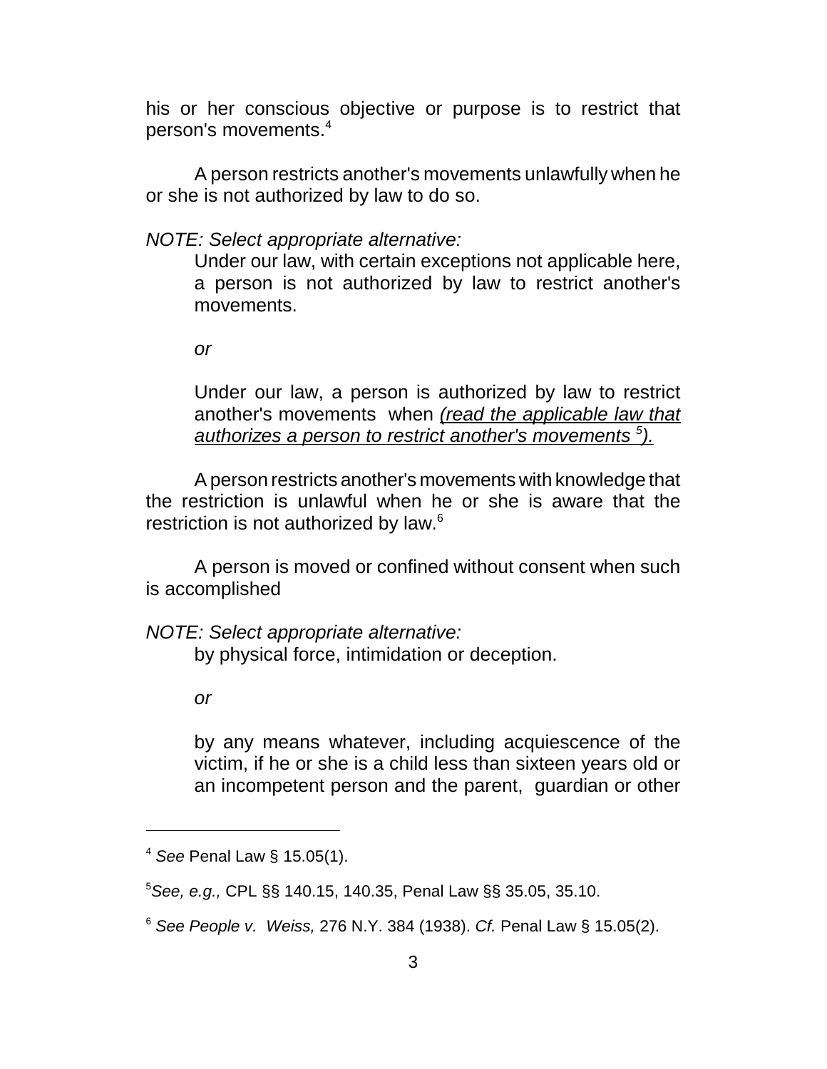his or her conscious objective or purpose is to restrict that person's movements.[4]

A person restricts another's movements unlawfully when he or she is not authorized by law to do so.

*NOTE: Select appropriate alternative:*

> Under our law, with certain exceptions not applicable here, a person is not authorized by law to restrict another's movements.
>
> *or*
>
> Under our law, a person is authorized by law to restrict another's movements when *(read the applicable law that authorizes a person to restrict another's movements [5]).*

A person restricts another's movements with knowledge that the restriction is unlawful when he or she is aware that the restriction is not authorized by law.[6]

A person is moved or confined without consent when such is accomplished

*NOTE: Select appropriate alternative:*

> by physical force, intimidation or deception.
>
> *or*
>
> by any means whatever, including acquiescence of the victim, if he or she is a child less than sixteen years old or an incompetent person and the parent, guardian or other

---

[4] *See* Penal Law § 15.05(1).

[5] *See, e.g.,* CPL §§ 140.15, 140.35, Penal Law §§ 35.05, 35.10.

[6] *See People v. Weiss,* 276 N.Y. 384 (1938). *Cf.* Penal Law § 15.05(2).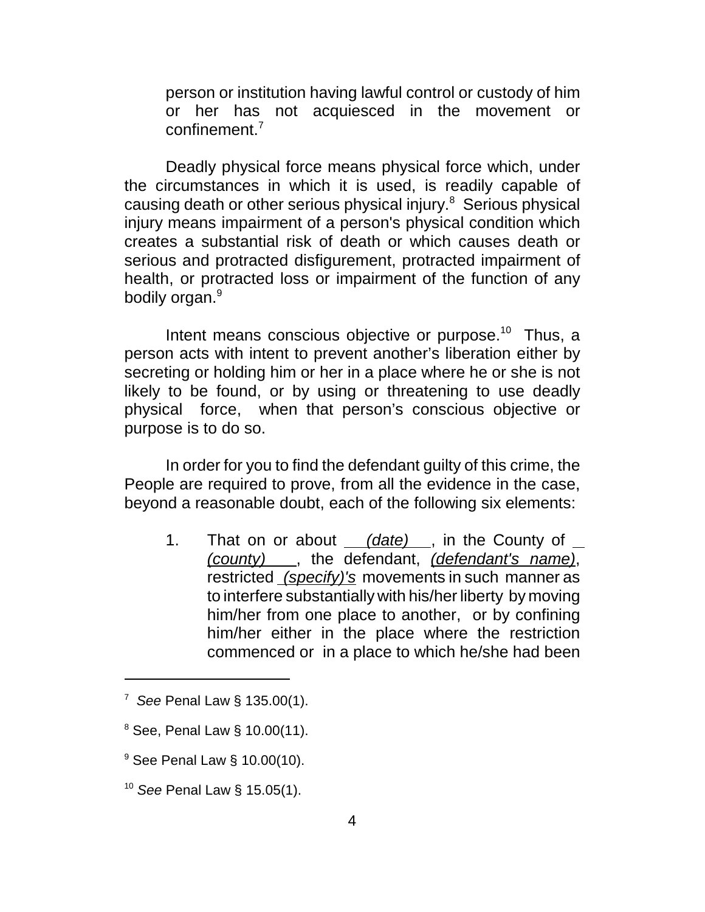person or institution having lawful control or custody of him or her has not acquiesced in the movement or confinement.[7]

Deadly physical force means physical force which, under the circumstances in which it is used, is readily capable of causing death or other serious physical injury.[8] Serious physical injury means impairment of a person's physical condition which creates a substantial risk of death or which causes death or serious and protracted disfigurement, protracted impairment of health, or protracted loss or impairment of the function of any bodily organ.[9]

Intent means conscious objective or purpose.[10] Thus, a person acts with intent to prevent another's liberation either by secreting or holding him or her in a place where he or she is not likely to be found, or by using or threatening to use deadly physical force, when that person's conscious objective or purpose is to do so.

In order for you to find the defendant guilty of this crime, the People are required to prove, from all the evidence in the case, beyond a reasonable doubt, each of the following six elements:

1. That on or about *(date)*, in the County of *(county)*, the defendant, *(defendant's name)*, restricted *(specify)'s* movements in such manner as to interfere substantially with his/her liberty by moving him/her from one place to another, or by confining him/her either in the place where the restriction commenced or in a place to which he/she had been

---

[7] *See* Penal Law § 135.00(1).

[8] See, Penal Law § 10.00(11).

[9] See Penal Law § 10.00(10).

[10] *See* Penal Law § 15.05(1).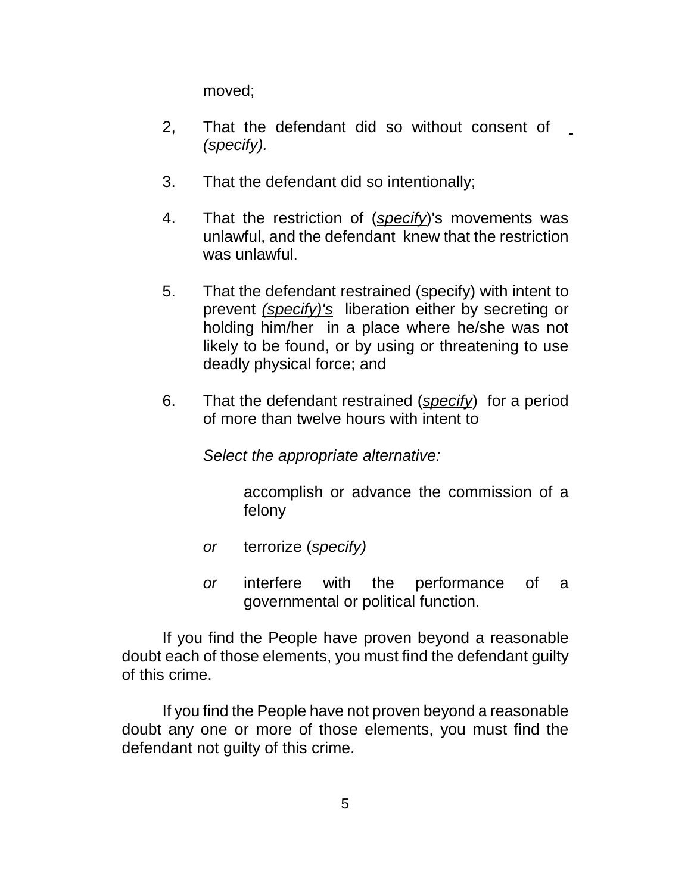moved;

2, That the defendant did so without consent of *(specify).*

3. That the defendant did so intentionally;

4. That the restriction of (*specify*)'s movements was unlawful, and the defendant knew that the restriction was unlawful.

5. That the defendant restrained (specify) with intent to prevent *(specify)'s* liberation either by secreting or holding him/her in a place where he/she was not likely to be found, or by using or threatening to use deadly physical force; and

6. That the defendant restrained (*specify*) for a period of more than twelve hours with intent to

   *Select the appropriate alternative:*

   accomplish or advance the commission of a felony

   *or* terrorize (*specify)*

   *or* interfere with the performance of a governmental or political function.

If you find the People have proven beyond a reasonable doubt each of those elements, you must find the defendant guilty of this crime.

If you find the People have not proven beyond a reasonable doubt any one or more of those elements, you must find the defendant not guilty of this crime.